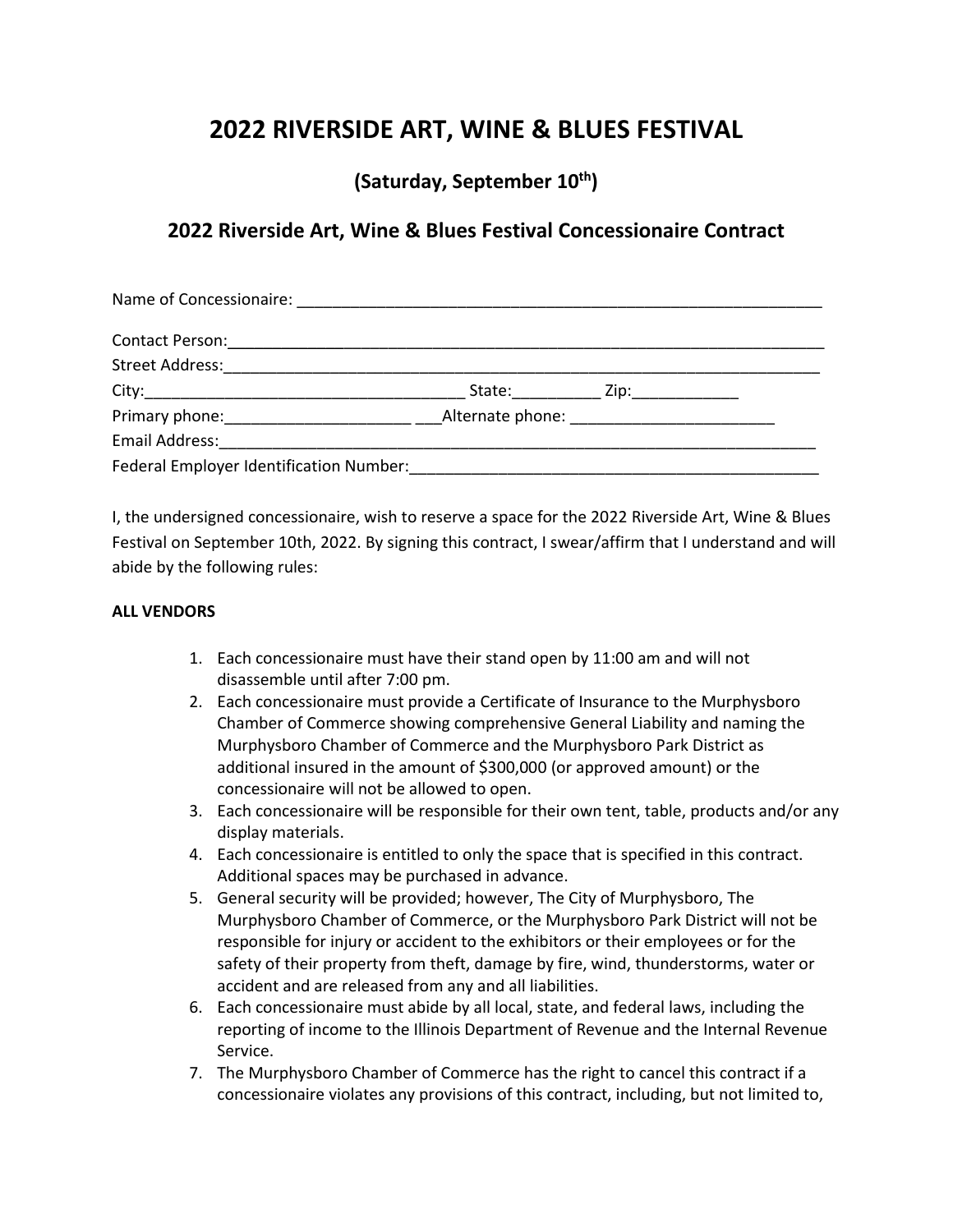# 2022 RIVERSIDE ART, WINE & BLUES FESTIVAL

## (Saturday, September 10th)

## 2022 Riverside Art, Wine & Blues Festival Concessionaire Contract

Name of Concessionaire: ___________________________________________________________

Contact Person:_____________________________________________________________________
Street Address:_____________________________________________________________________
City:___________________________________ State:__________ Zip:____________
Primary phone:_____________________ ___Alternate phone: _______________________
Email Address:_____________________________________________________________________
Federal Employer Identification Number:_______________________________________________

I, the undersigned concessionaire, wish to reserve a space for the 2022 Riverside Art, Wine & Blues Festival on September 10th, 2022. By signing this contract, I swear/affirm that I understand and will abide by the following rules:

**ALL VENDORS**

1. Each concessionaire must have their stand open by 11:00 am and will not disassemble until after 7:00 pm.
2. Each concessionaire must provide a Certificate of Insurance to the Murphysboro Chamber of Commerce showing comprehensive General Liability and naming the Murphysboro Chamber of Commerce and the Murphysboro Park District as additional insured in the amount of $300,000 (or approved amount) or the concessionaire will not be allowed to open.
3. Each concessionaire will be responsible for their own tent, table, products and/or any display materials.
4. Each concessionaire is entitled to only the space that is specified in this contract. Additional spaces may be purchased in advance.
5. General security will be provided; however, The City of Murphysboro, The Murphysboro Chamber of Commerce, or the Murphysboro Park District will not be responsible for injury or accident to the exhibitors or their employees or for the safety of their property from theft, damage by fire, wind, thunderstorms, water or accident and are released from any and all liabilities.
6. Each concessionaire must abide by all local, state, and federal laws, including the reporting of income to the Illinois Department of Revenue and the Internal Revenue Service.
7. The Murphysboro Chamber of Commerce has the right to cancel this contract if a concessionaire violates any provisions of this contract, including, but not limited to,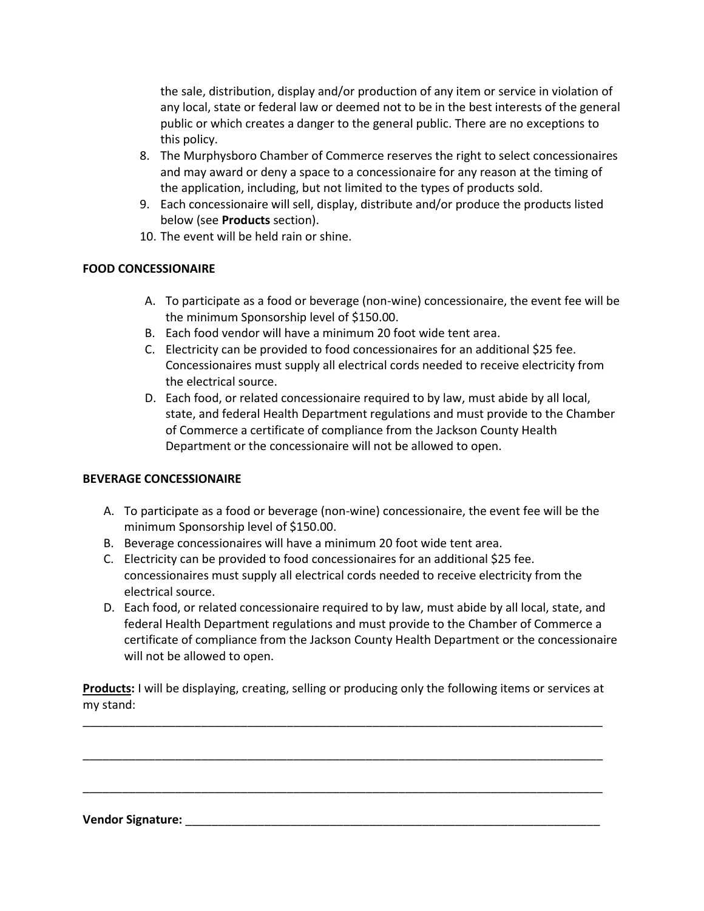the sale, distribution, display and/or production of any item or service in violation of any local, state or federal law or deemed not to be in the best interests of the general public or which creates a danger to the general public. There are no exceptions to this policy.

8. The Murphysboro Chamber of Commerce reserves the right to select concessionaires and may award or deny a space to a concessionaire for any reason at the timing of the application, including, but not limited to the types of products sold.
9. Each concessionaire will sell, display, distribute and/or produce the products listed below (see **Products** section).
10. The event will be held rain or shine.

**FOOD CONCESSIONAIRE**

A. To participate as a food or beverage (non-wine) concessionaire, the event fee will be the minimum Sponsorship level of $150.00.
B. Each food vendor will have a minimum 20 foot wide tent area.
C. Electricity can be provided to food concessionaires for an additional $25 fee. Concessionaires must supply all electrical cords needed to receive electricity from the electrical source.
D. Each food, or related concessionaire required to by law, must abide by all local, state, and federal Health Department regulations and must provide to the Chamber of Commerce a certificate of compliance from the Jackson County Health Department or the concessionaire will not be allowed to open.

**BEVERAGE CONCESSIONAIRE**

A. To participate as a food or beverage (non-wine) concessionaire, the event fee will be the minimum Sponsorship level of $150.00.
B. Beverage concessionaires will have a minimum 20 foot wide tent area.
C. Electricity can be provided to food concessionaires for an additional $25 fee. concessionaires must supply all electrical cords needed to receive electricity from the electrical source.
D. Each food, or related concessionaire required to by law, must abide by all local, state, and federal Health Department regulations and must provide to the Chamber of Commerce a certificate of compliance from the Jackson County Health Department or the concessionaire will not be allowed to open.

**<u>Products:</u>** I will be displaying, creating, selling or producing only the following items or services at my stand:

_______________________________________________________________________________

_______________________________________________________________________________

_______________________________________________________________________________

**Vendor Signature:** _____________________________________________________________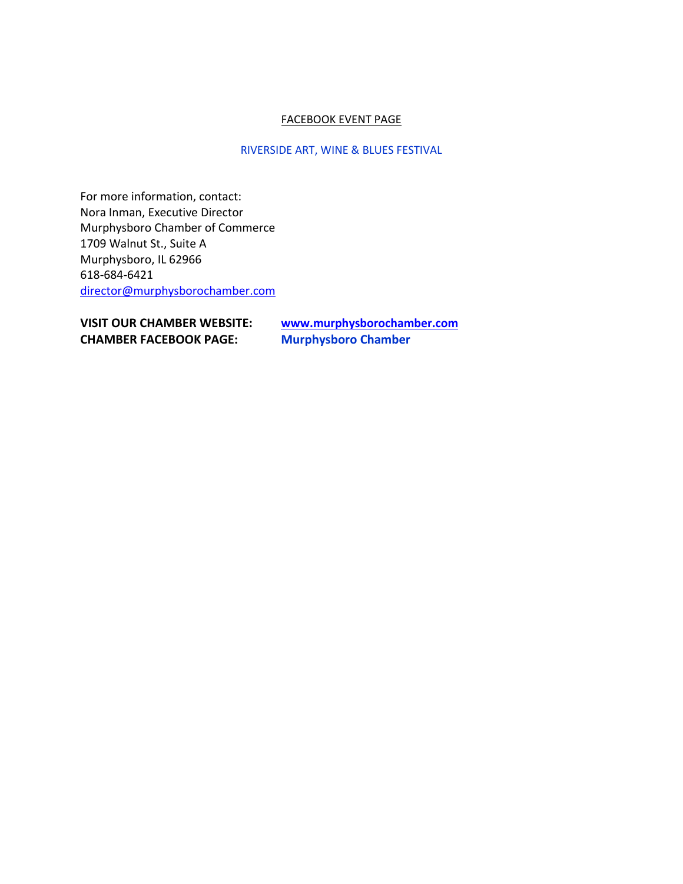FACEBOOK EVENT PAGE

RIVERSIDE ART, WINE & BLUES FESTIVAL

For more information, contact:
Nora Inman, Executive Director
Murphysboro Chamber of Commerce
1709 Walnut St., Suite A
Murphysboro, IL 62966
618-684-6421
director@murphysborochamber.com

**VISIT OUR CHAMBER WEBSITE:** **www.murphysborochamber.com**
**CHAMBER FACEBOOK PAGE:** **Murphysboro Chamber**